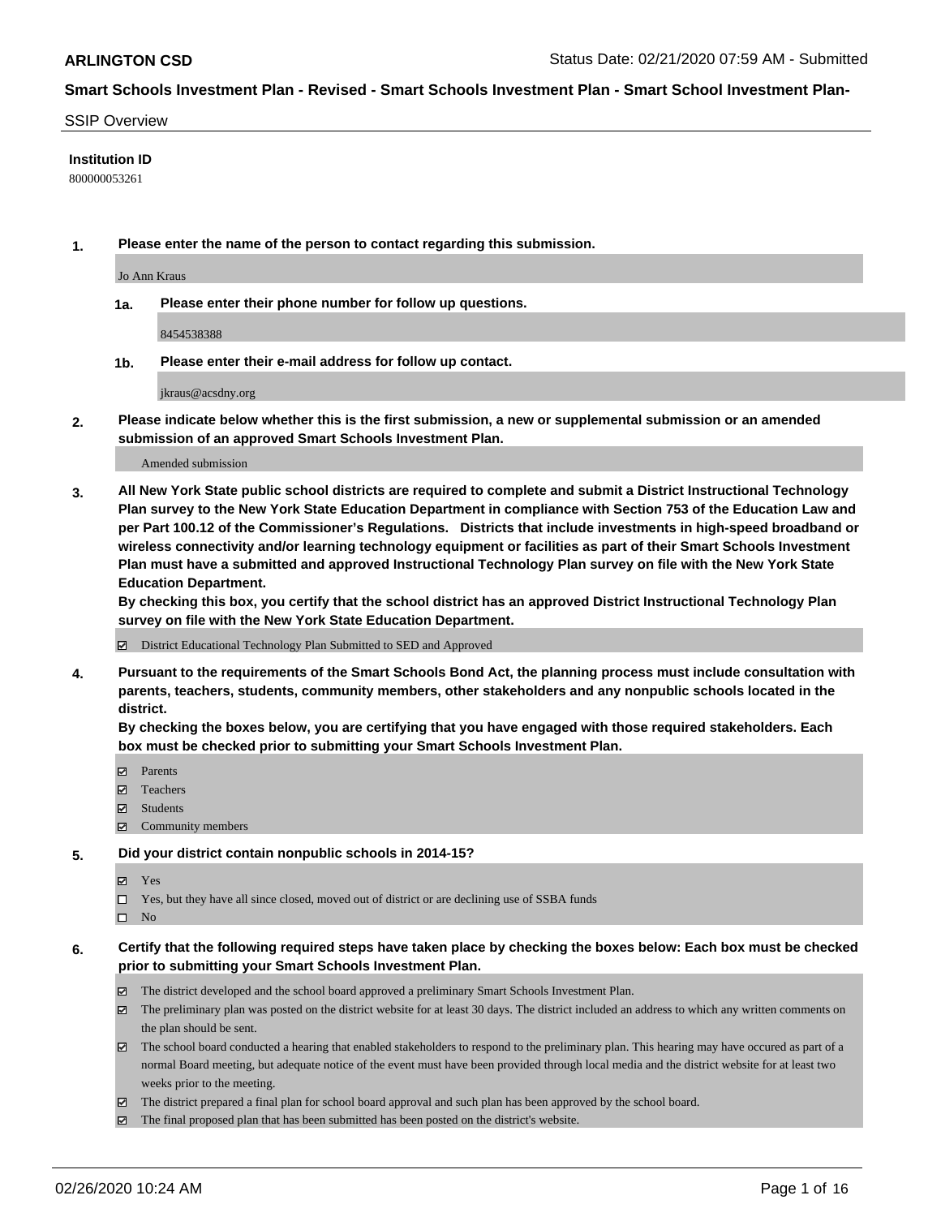**ARLINGTON CSD**

Status Date: 02/21/2020 07:59 AM - Submitted

## Smart Schools Investment Plan - Revised - Smart Schools Investment Plan - Smart School Investment Plan-

SSIP Overview

**Institution ID**

800000053261

**1. Please enter the name of the person to contact regarding this submission.**

Jo Ann Kraus

**1a. Please enter their phone number for follow up questions.**

8454538388

**1b. Please enter their e-mail address for follow up contact.**

jkraus@acsdny.org

**2. Please indicate below whether this is the first submission, a new or supplemental submission or an amended submission of an approved Smart Schools Investment Plan.**

Amended submission

**3. All New York State public school districts are required to complete and submit a District Instructional Technology Plan survey to the New York State Education Department in compliance with Section 753 of the Education Law and per Part 100.12 of the Commissioner's Regulations. Districts that include investments in high-speed broadband or wireless connectivity and/or learning technology equipment or facilities as part of their Smart Schools Investment Plan must have a submitted and approved Instructional Technology Plan survey on file with the New York State Education Department.**

**By checking this box, you certify that the school district has an approved District Instructional Technology Plan survey on file with the New York State Education Department.**

- [x] District Educational Technology Plan Submitted to SED and Approved

**4. Pursuant to the requirements of the Smart Schools Bond Act, the planning process must include consultation with parents, teachers, students, community members, other stakeholders and any nonpublic schools located in the district.**

**By checking the boxes below, you are certifying that you have engaged with those required stakeholders. Each box must be checked prior to submitting your Smart Schools Investment Plan.**

- [x] Parents
- [x] Teachers
- [x] Students
- [x] Community members

**5. Did your district contain nonpublic schools in 2014-15?**

- [x] Yes
- [ ] Yes, but they have all since closed, moved out of district or are declining use of SSBA funds
- [ ] No

**6. Certify that the following required steps have taken place by checking the boxes below: Each box must be checked prior to submitting your Smart Schools Investment Plan.**

- [x] The district developed and the school board approved a preliminary Smart Schools Investment Plan.
- [x] The preliminary plan was posted on the district website for at least 30 days. The district included an address to which any written comments on the plan should be sent.
- [x] The school board conducted a hearing that enabled stakeholders to respond to the preliminary plan. This hearing may have occured as part of a normal Board meeting, but adequate notice of the event must have been provided through local media and the district website for at least two weeks prior to the meeting.
- [x] The district prepared a final plan for school board approval and such plan has been approved by the school board.
- [x] The final proposed plan that has been submitted has been posted on the district's website.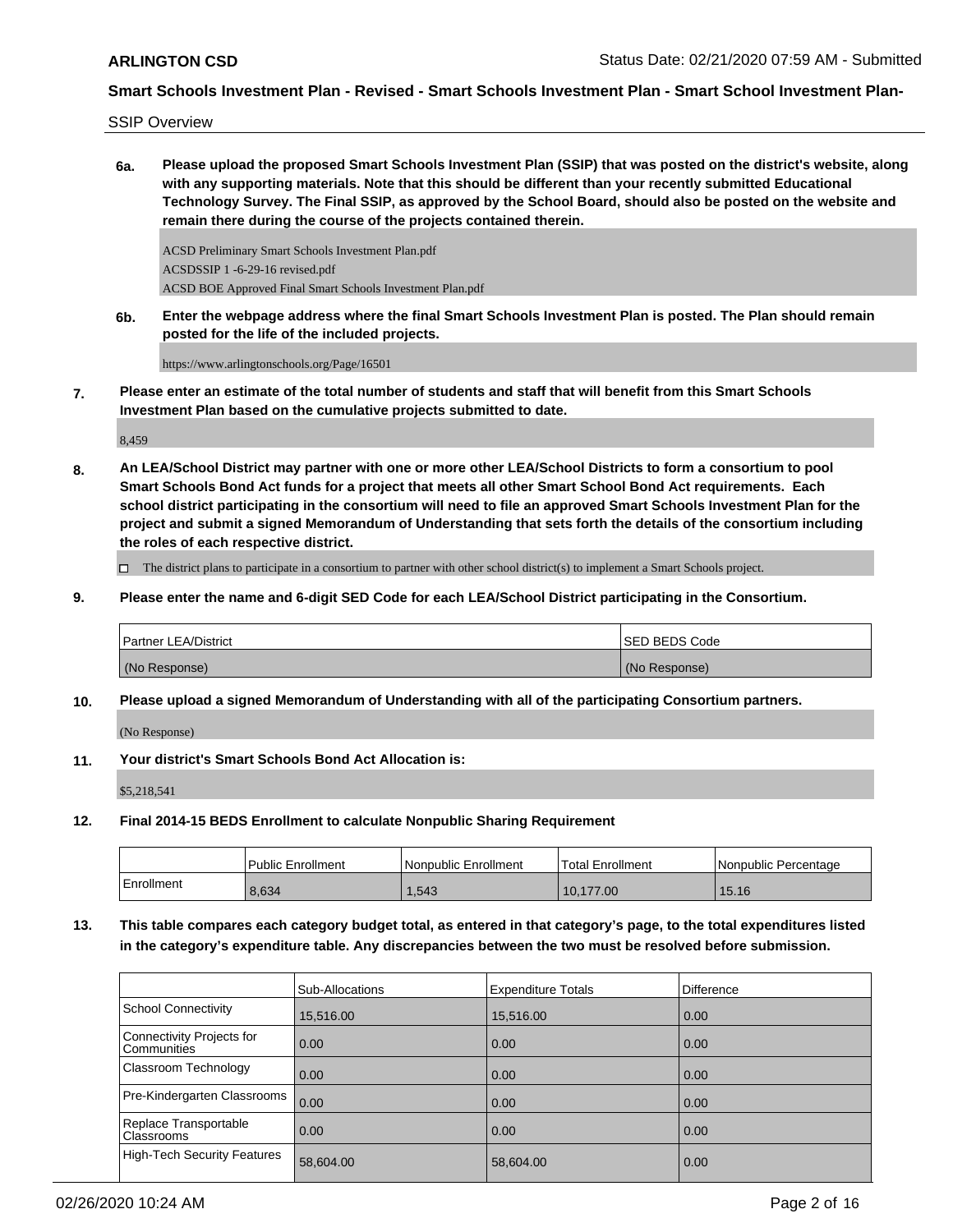## Smart Schools Investment Plan - Revised - Smart Schools Investment Plan - Smart School Investment Plan-

SSIP Overview

**6a. Please upload the proposed Smart Schools Investment Plan (SSIP) that was posted on the district's website, along with any supporting materials. Note that this should be different than your recently submitted Educational Technology Survey. The Final SSIP, as approved by the School Board, should also be posted on the website and remain there during the course of the projects contained therein.**

ACSD Preliminary Smart Schools Investment Plan.pdf
ACSDSSIP 1 -6-29-16 revised.pdf
ACSD BOE Approved Final Smart Schools Investment Plan.pdf

**6b. Enter the webpage address where the final Smart Schools Investment Plan is posted. The Plan should remain posted for the life of the included projects.**

https://www.arlingtonschools.org/Page/16501

**7. Please enter an estimate of the total number of students and staff that will benefit from this Smart Schools Investment Plan based on the cumulative projects submitted to date.**

8,459

**8. An LEA/School District may partner with one or more other LEA/School Districts to form a consortium to pool Smart Schools Bond Act funds for a project that meets all other Smart School Bond Act requirements. Each school district participating in the consortium will need to file an approved Smart Schools Investment Plan for the project and submit a signed Memorandum of Understanding that sets forth the details of the consortium including the roles of each respective district.**

☐ The district plans to participate in a consortium to partner with other school district(s) to implement a Smart Schools project.

**9. Please enter the name and 6-digit SED Code for each LEA/School District participating in the Consortium.**

| Partner LEA/District | SED BEDS Code |
|---|---|
| (No Response) | (No Response) |

**10. Please upload a signed Memorandum of Understanding with all of the participating Consortium partners.**

(No Response)

**11. Your district's Smart Schools Bond Act Allocation is:**

$5,218,541

**12. Final 2014-15 BEDS Enrollment to calculate Nonpublic Sharing Requirement**

| | Public Enrollment | Nonpublic Enrollment | Total Enrollment | Nonpublic Percentage |
|---|---|---|---|---|
| Enrollment | 8,634 | 1,543 | 10,177.00 | 15.16 |

**13. This table compares each category budget total, as entered in that category's page, to the total expenditures listed in the category's expenditure table. Any discrepancies between the two must be resolved before submission.**

| | Sub-Allocations | Expenditure Totals | Difference |
|---|---|---|---|
| School Connectivity | 15,516.00 | 15,516.00 | 0.00 |
| Connectivity Projects for Communities | 0.00 | 0.00 | 0.00 |
| Classroom Technology | 0.00 | 0.00 | 0.00 |
| Pre-Kindergarten Classrooms | 0.00 | 0.00 | 0.00 |
| Replace Transportable Classrooms | 0.00 | 0.00 | 0.00 |
| High-Tech Security Features | 58,604.00 | 58,604.00 | 0.00 |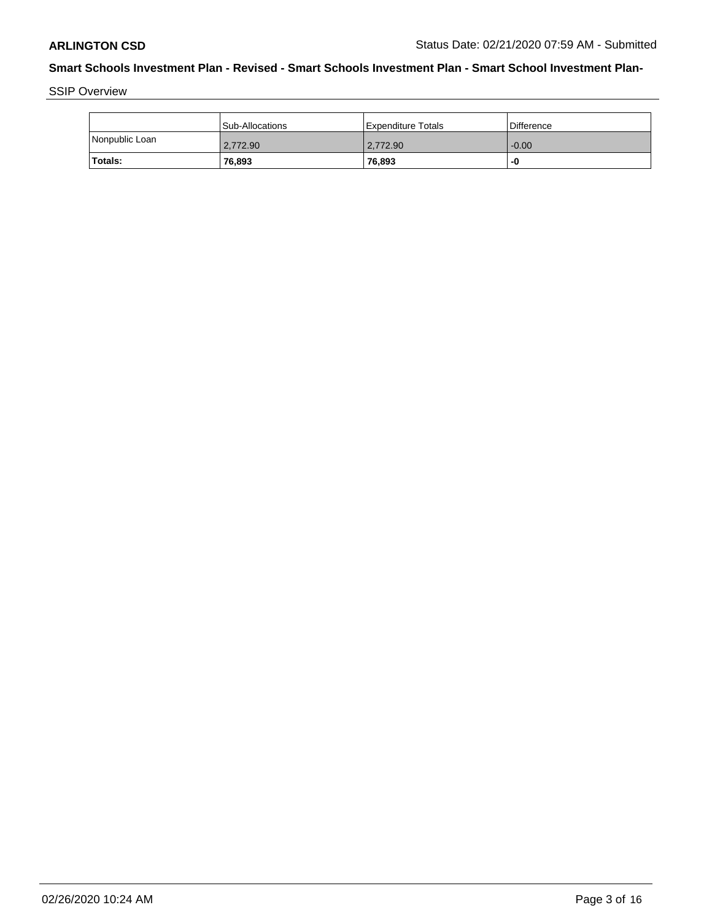## Smart Schools Investment Plan - Revised - Smart Schools Investment Plan - Smart School Investment Plan-

SSIP Overview

| | Sub-Allocations | Expenditure Totals | Difference |
|---|---|---|---|
| Nonpublic Loan | 2,772.90 | 2,772.90 | -0.00 |
| **Totals:** | **76,893** | **76,893** | **-0** |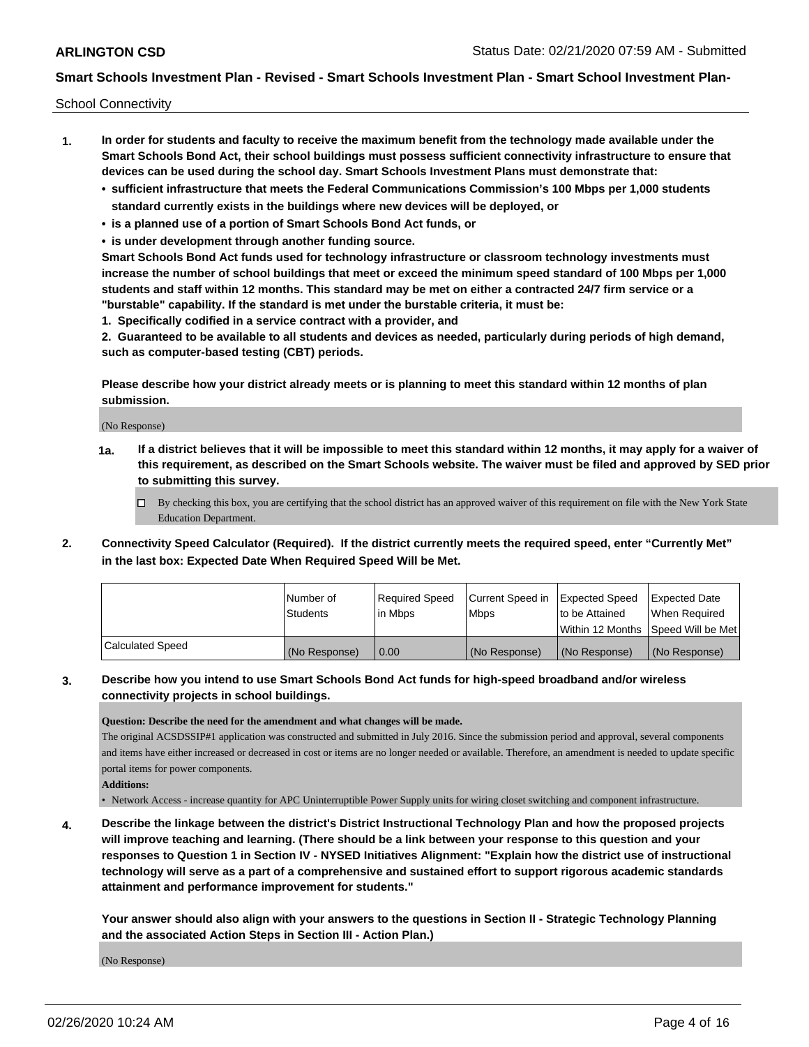School Connectivity

1. **In order for students and faculty to receive the maximum benefit from the technology made available under the Smart Schools Bond Act, their school buildings must possess sufficient connectivity infrastructure to ensure that devices can be used during the school day. Smart Schools Investment Plans must demonstrate that:**
   - **sufficient infrastructure that meets the Federal Communications Commission's 100 Mbps per 1,000 students standard currently exists in the buildings where new devices will be deployed, or**
   - **is a planned use of a portion of Smart Schools Bond Act funds, or**
   - **is under development through another funding source.**

   **Smart Schools Bond Act funds used for technology infrastructure or classroom technology investments must increase the number of school buildings that meet or exceed the minimum speed standard of 100 Mbps per 1,000 students and staff within 12 months. This standard may be met on either a contracted 24/7 firm service or a "burstable" capability. If the standard is met under the burstable criteria, it must be:**

   **1. Specifically codified in a service contract with a provider, and**

   **2. Guaranteed to be available to all students and devices as needed, particularly during periods of high demand, such as computer-based testing (CBT) periods.**

   **Please describe how your district already meets or is planning to meet this standard within 12 months of plan submission.**

   (No Response)

   **1a. If a district believes that it will be impossible to meet this standard within 12 months, it may apply for a waiver of this requirement, as described on the Smart Schools website. The waiver must be filed and approved by SED prior to submitting this survey.**

   ☐ By checking this box, you are certifying that the school district has an approved waiver of this requirement on file with the New York State Education Department.

2. **Connectivity Speed Calculator (Required). If the district currently meets the required speed, enter "Currently Met" in the last box: Expected Date When Required Speed Will be Met.**

| | Number of Students | Required Speed in Mbps | Current Speed in Mbps | Expected Speed to be Attained Within 12 Months | Expected Date When Required Speed Will be Met |
|---|---|---|---|---|---|
| Calculated Speed | (No Response) | 0.00 | (No Response) | (No Response) | (No Response) |

3. **Describe how you intend to use Smart Schools Bond Act funds for high-speed broadband and/or wireless connectivity projects in school buildings.**

   **Question: Describe the need for the amendment and what changes will be made.**

   The original ACSDSSIP#1 application was constructed and submitted in July 2016. Since the submission period and approval, several components and items have either increased or decreased in cost or items are no longer needed or available. Therefore, an amendment is needed to update specific portal items for power components.

   **Additions:**

   - Network Access - increase quantity for APC Uninterruptible Power Supply units for wiring closet switching and component infrastructure.

4. **Describe the linkage between the district's District Instructional Technology Plan and how the proposed projects will improve teaching and learning. (There should be a link between your response to this question and your responses to Question 1 in Section IV - NYSED Initiatives Alignment: "Explain how the district use of instructional technology will serve as a part of a comprehensive and sustained effort to support rigorous academic standards attainment and performance improvement for students."**

   **Your answer should also align with your answers to the questions in Section II - Strategic Technology Planning and the associated Action Steps in Section III - Action Plan.)**

   (No Response)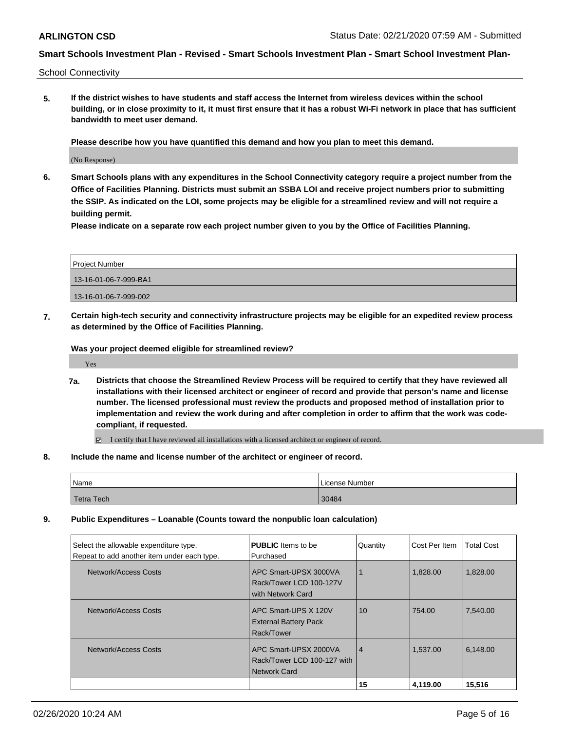School Connectivity

**5. If the district wishes to have students and staff access the Internet from wireless devices within the school building, or in close proximity to it, it must first ensure that it has a robust Wi-Fi network in place that has sufficient bandwidth to meet user demand.**

**Please describe how you have quantified this demand and how you plan to meet this demand.**

(No Response)

**6. Smart Schools plans with any expenditures in the School Connectivity category require a project number from the Office of Facilities Planning. Districts must submit an SSBA LOI and receive project numbers prior to submitting the SSIP. As indicated on the LOI, some projects may be eligible for a streamlined review and will not require a building permit.**
**Please indicate on a separate row each project number given to you by the Office of Facilities Planning.**

| Project Number |
| --- |
| 13-16-01-06-7-999-BA1 |
| 13-16-01-06-7-999-002 |

**7. Certain high-tech security and connectivity infrastructure projects may be eligible for an expedited review process as determined by the Office of Facilities Planning.**

**Was your project deemed eligible for streamlined review?**

Yes

**7a. Districts that choose the Streamlined Review Process will be required to certify that they have reviewed all installations with their licensed architect or engineer of record and provide that person's name and license number. The licensed professional must review the products and proposed method of installation prior to implementation and review the work during and after completion in order to affirm that the work was code-compliant, if requested.**

☑ I certify that I have reviewed all installations with a licensed architect or engineer of record.

**8. Include the name and license number of the architect or engineer of record.**

| Name | License Number |
| --- | --- |
| Tetra Tech | 30484 |

**9. Public Expenditures – Loanable (Counts toward the nonpublic loan calculation)**

| Select the allowable expenditure type. Repeat to add another item under each type. | **PUBLIC** Items to be Purchased | Quantity | Cost Per Item | Total Cost |
| --- | --- | --- | --- | --- |
| Network/Access Costs | APC Smart-UPSX 3000VA Rack/Tower LCD 100-127V with Network Card | 1 | 1,828.00 | 1,828.00 |
| Network/Access Costs | APC Smart-UPS X 120V External Battery Pack Rack/Tower | 10 | 754.00 | 7,540.00 |
| Network/Access Costs | APC Smart-UPSX 2000VA Rack/Tower LCD 100-127 with Network Card | 4 | 1,537.00 | 6,148.00 |
| | | **15** | **4,119.00** | **15,516** |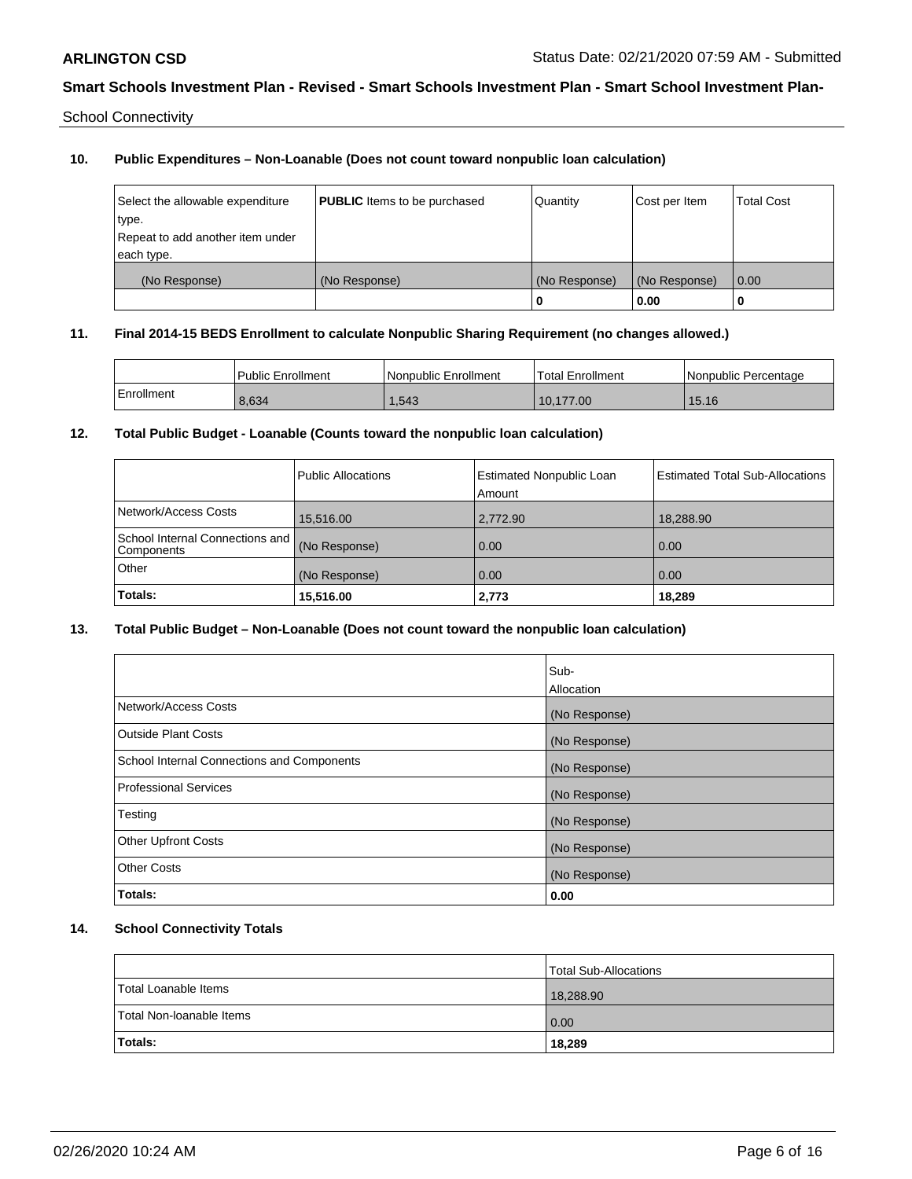ARLINGTON CSD

Status Date: 02/21/2020 07:59 AM - Submitted

## Smart Schools Investment Plan - Revised - Smart Schools Investment Plan - Smart School Investment Plan-

School Connectivity

### 10. Public Expenditures – Non-Loanable (Does not count toward nonpublic loan calculation)

| Select the allowable expenditure type. Repeat to add another item under each type. | **PUBLIC** Items to be purchased | Quantity | Cost per Item | Total Cost |
|---|---|---|---|---|
| (No Response) | (No Response) | (No Response) | (No Response) | 0.00 |
| | | **0** | **0.00** | **0** |

### 11. Final 2014-15 BEDS Enrollment to calculate Nonpublic Sharing Requirement (no changes allowed.)

| | Public Enrollment | Nonpublic Enrollment | Total Enrollment | Nonpublic Percentage |
|---|---|---|---|---|
| Enrollment | 8,634 | 1,543 | 10,177.00 | 15.16 |

### 12. Total Public Budget - Loanable (Counts toward the nonpublic loan calculation)

| | Public Allocations | Estimated Nonpublic Loan Amount | Estimated Total Sub-Allocations |
|---|---|---|---|
| Network/Access Costs | 15,516.00 | 2,772.90 | 18,288.90 |
| School Internal Connections and Components | (No Response) | 0.00 | 0.00 |
| Other | (No Response) | 0.00 | 0.00 |
| **Totals:** | **15,516.00** | **2,773** | **18,289** |

### 13. Total Public Budget – Non-Loanable (Does not count toward the nonpublic loan calculation)

| | Sub-Allocation |
|---|---|
| Network/Access Costs | (No Response) |
| Outside Plant Costs | (No Response) |
| School Internal Connections and Components | (No Response) |
| Professional Services | (No Response) |
| Testing | (No Response) |
| Other Upfront Costs | (No Response) |
| Other Costs | (No Response) |
| **Totals:** | **0.00** |

### 14. School Connectivity Totals

| | Total Sub-Allocations |
|---|---|
| Total Loanable Items | 18,288.90 |
| Total Non-loanable Items | 0.00 |
| **Totals:** | **18,289** |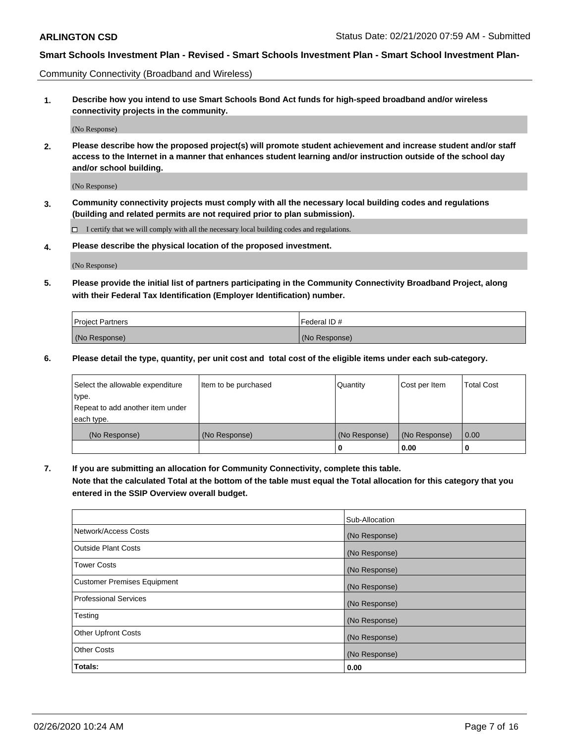**Smart Schools Investment Plan - Revised - Smart Schools Investment Plan - Smart School Investment Plan-**

Community Connectivity (Broadband and Wireless)

**1. Describe how you intend to use Smart Schools Bond Act funds for high-speed broadband and/or wireless connectivity projects in the community.**

(No Response)

**2. Please describe how the proposed project(s) will promote student achievement and increase student and/or staff access to the Internet in a manner that enhances student learning and/or instruction outside of the school day and/or school building.**

(No Response)

**3. Community connectivity projects must comply with all the necessary local building codes and regulations (building and related permits are not required prior to plan submission).**

☐ I certify that we will comply with all the necessary local building codes and regulations.

**4. Please describe the physical location of the proposed investment.**

(No Response)

**5. Please provide the initial list of partners participating in the Community Connectivity Broadband Project, along with their Federal Tax Identification (Employer Identification) number.**

| Project Partners | Federal ID # |
|---|---|
| (No Response) | (No Response) |

**6. Please detail the type, quantity, per unit cost and total cost of the eligible items under each sub-category.**

| Select the allowable expenditure type. Repeat to add another item under each type. | Item to be purchased | Quantity | Cost per Item | Total Cost |
|---|---|---|---|---|
| (No Response) | (No Response) | (No Response) | (No Response) | 0.00 |
| | | **0** | **0.00** | **0** |

**7. If you are submitting an allocation for Community Connectivity, complete this table. Note that the calculated Total at the bottom of the table must equal the Total allocation for this category that you entered in the SSIP Overview overall budget.**

| | Sub-Allocation |
|---|---|
| Network/Access Costs | (No Response) |
| Outside Plant Costs | (No Response) |
| Tower Costs | (No Response) |
| Customer Premises Equipment | (No Response) |
| Professional Services | (No Response) |
| Testing | (No Response) |
| Other Upfront Costs | (No Response) |
| Other Costs | (No Response) |
| **Totals:** | **0.00** |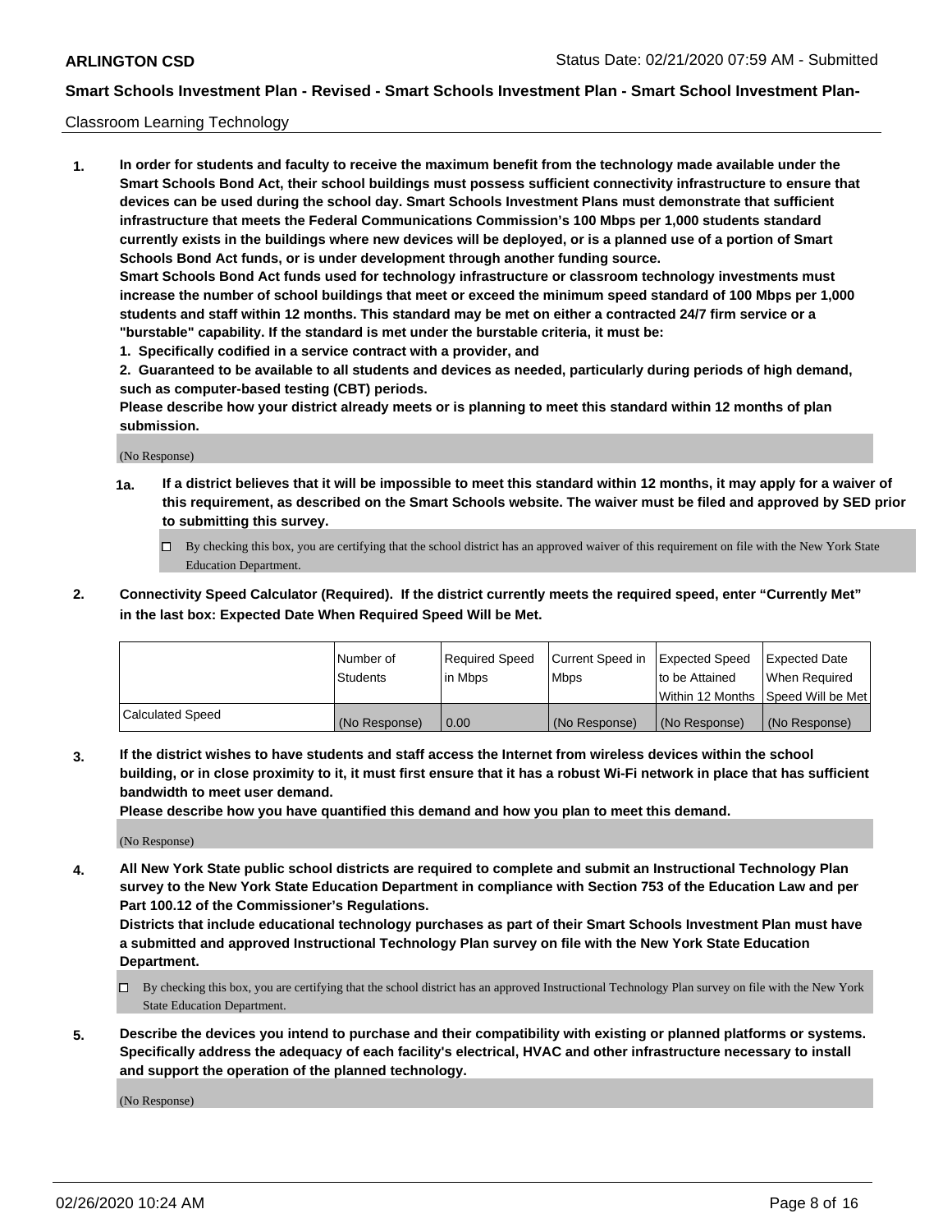Classroom Learning Technology

**1. In order for students and faculty to receive the maximum benefit from the technology made available under the Smart Schools Bond Act, their school buildings must possess sufficient connectivity infrastructure to ensure that devices can be used during the school day. Smart Schools Investment Plans must demonstrate that sufficient infrastructure that meets the Federal Communications Commission's 100 Mbps per 1,000 students standard currently exists in the buildings where new devices will be deployed, or is a planned use of a portion of Smart Schools Bond Act funds, or is under development through another funding source.**

**Smart Schools Bond Act funds used for technology infrastructure or classroom technology investments must increase the number of school buildings that meet or exceed the minimum speed standard of 100 Mbps per 1,000 students and staff within 12 months. This standard may be met on either a contracted 24/7 firm service or a "burstable" capability. If the standard is met under the burstable criteria, it must be:**

**1. Specifically codified in a service contract with a provider, and**

**2. Guaranteed to be available to all students and devices as needed, particularly during periods of high demand, such as computer-based testing (CBT) periods.**

**Please describe how your district already meets or is planning to meet this standard within 12 months of plan submission.**

(No Response)

**1a. If a district believes that it will be impossible to meet this standard within 12 months, it may apply for a waiver of this requirement, as described on the Smart Schools website. The waiver must be filed and approved by SED prior to submitting this survey.**

☐ By checking this box, you are certifying that the school district has an approved waiver of this requirement on file with the New York State Education Department.

**2. Connectivity Speed Calculator (Required). If the district currently meets the required speed, enter "Currently Met" in the last box: Expected Date When Required Speed Will be Met.**

| | Number of Students | Required Speed in Mbps | Current Speed in Mbps | Expected Speed to be Attained Within 12 Months | Expected Date When Required Speed Will be Met |
|---|---|---|---|---|---|
| Calculated Speed | (No Response) | 0.00 | (No Response) | (No Response) | (No Response) |

**3. If the district wishes to have students and staff access the Internet from wireless devices within the school building, or in close proximity to it, it must first ensure that it has a robust Wi-Fi network in place that has sufficient bandwidth to meet user demand.**

**Please describe how you have quantified this demand and how you plan to meet this demand.**

(No Response)

**4. All New York State public school districts are required to complete and submit an Instructional Technology Plan survey to the New York State Education Department in compliance with Section 753 of the Education Law and per Part 100.12 of the Commissioner's Regulations.**

**Districts that include educational technology purchases as part of their Smart Schools Investment Plan must have a submitted and approved Instructional Technology Plan survey on file with the New York State Education Department.**

☐ By checking this box, you are certifying that the school district has an approved Instructional Technology Plan survey on file with the New York State Education Department.

**5. Describe the devices you intend to purchase and their compatibility with existing or planned platforms or systems. Specifically address the adequacy of each facility's electrical, HVAC and other infrastructure necessary to install and support the operation of the planned technology.**

(No Response)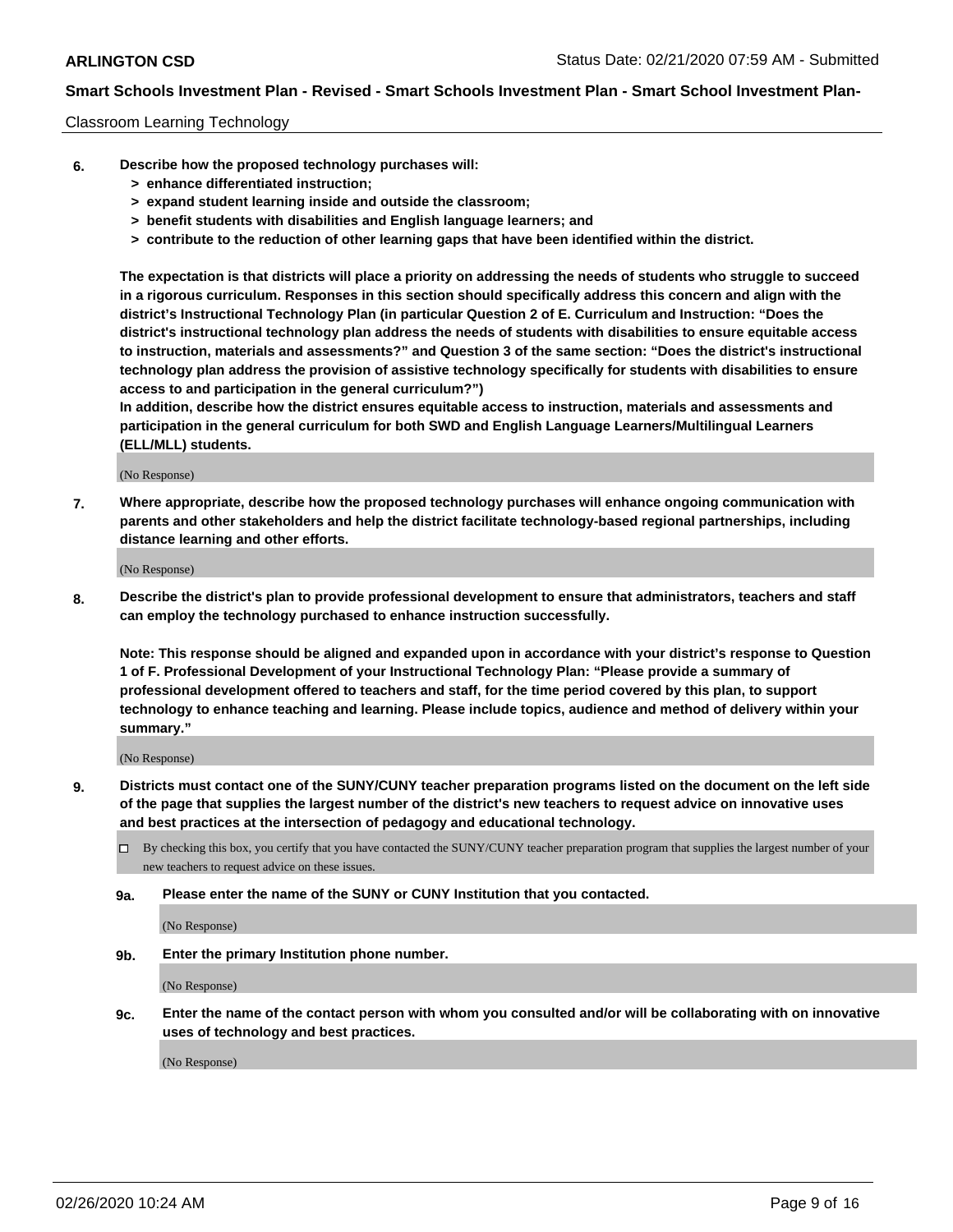Classroom Learning Technology

**6. Describe how the proposed technology purchases will:**
- **> enhance differentiated instruction;**
- **> expand student learning inside and outside the classroom;**
- **> benefit students with disabilities and English language learners; and**
- **> contribute to the reduction of other learning gaps that have been identified within the district.**

**The expectation is that districts will place a priority on addressing the needs of students who struggle to succeed in a rigorous curriculum. Responses in this section should specifically address this concern and align with the district's Instructional Technology Plan (in particular Question 2 of E. Curriculum and Instruction: "Does the district's instructional technology plan address the needs of students with disabilities to ensure equitable access to instruction, materials and assessments?" and Question 3 of the same section: "Does the district's instructional technology plan address the provision of assistive technology specifically for students with disabilities to ensure access to and participation in the general curriculum?")**

**In addition, describe how the district ensures equitable access to instruction, materials and assessments and participation in the general curriculum for both SWD and English Language Learners/Multilingual Learners (ELL/MLL) students.**

(No Response)

**7. Where appropriate, describe how the proposed technology purchases will enhance ongoing communication with parents and other stakeholders and help the district facilitate technology-based regional partnerships, including distance learning and other efforts.**

(No Response)

**8. Describe the district's plan to provide professional development to ensure that administrators, teachers and staff can employ the technology purchased to enhance instruction successfully.**

**Note: This response should be aligned and expanded upon in accordance with your district's response to Question 1 of F. Professional Development of your Instructional Technology Plan: "Please provide a summary of professional development offered to teachers and staff, for the time period covered by this plan, to support technology to enhance teaching and learning. Please include topics, audience and method of delivery within your summary."**

(No Response)

**9. Districts must contact one of the SUNY/CUNY teacher preparation programs listed on the document on the left side of the page that supplies the largest number of the district's new teachers to request advice on innovative uses and best practices at the intersection of pedagogy and educational technology.**

☐ By checking this box, you certify that you have contacted the SUNY/CUNY teacher preparation program that supplies the largest number of your new teachers to request advice on these issues.

**9a. Please enter the name of the SUNY or CUNY Institution that you contacted.**

(No Response)

**9b. Enter the primary Institution phone number.**

(No Response)

**9c. Enter the name of the contact person with whom you consulted and/or will be collaborating with on innovative uses of technology and best practices.**

(No Response)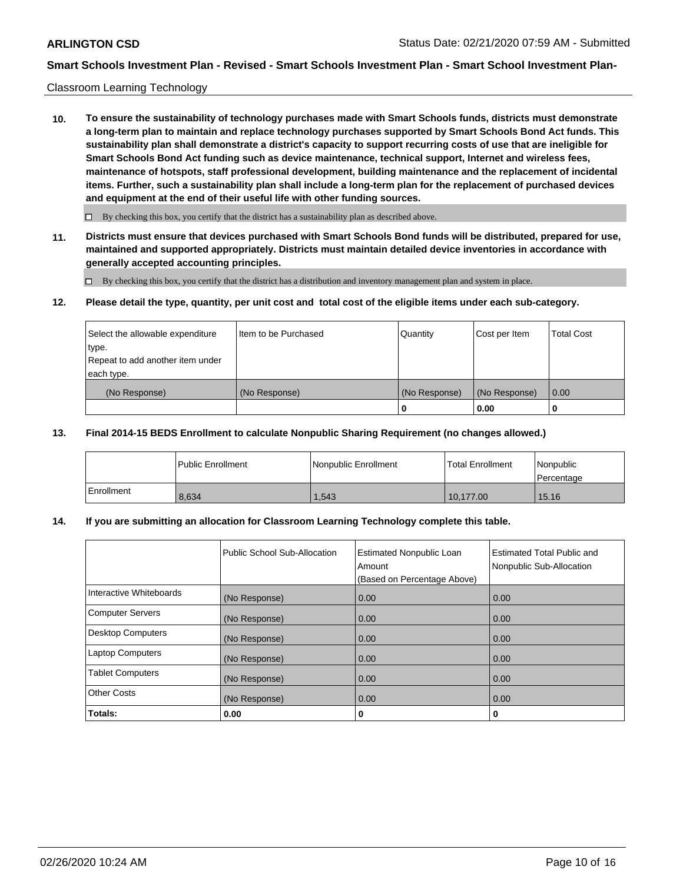Classroom Learning Technology

**10. To ensure the sustainability of technology purchases made with Smart Schools funds, districts must demonstrate a long-term plan to maintain and replace technology purchases supported by Smart Schools Bond Act funds. This sustainability plan shall demonstrate a district's capacity to support recurring costs of use that are ineligible for Smart Schools Bond Act funding such as device maintenance, technical support, Internet and wireless fees, maintenance of hotspots, staff professional development, building maintenance and the replacement of incidental items. Further, such a sustainability plan shall include a long-term plan for the replacement of purchased devices and equipment at the end of their useful life with other funding sources.**

☐ By checking this box, you certify that the district has a sustainability plan as described above.

**11. Districts must ensure that devices purchased with Smart Schools Bond funds will be distributed, prepared for use, maintained and supported appropriately. Districts must maintain detailed device inventories in accordance with generally accepted accounting principles.**

☐ By checking this box, you certify that the district has a distribution and inventory management plan and system in place.

**12. Please detail the type, quantity, per unit cost and total cost of the eligible items under each sub-category.**

| Select the allowable expenditure type. Repeat to add another item under each type. | Item to be Purchased | Quantity | Cost per Item | Total Cost |
|---|---|---|---|---|
| (No Response) | (No Response) | (No Response) | (No Response) | 0.00 |
| | | 0 | 0.00 | 0 |

**13. Final 2014-15 BEDS Enrollment to calculate Nonpublic Sharing Requirement (no changes allowed.)**

| | Public Enrollment | Nonpublic Enrollment | Total Enrollment | Nonpublic Percentage |
|---|---|---|---|---|
| Enrollment | 8,634 | 1,543 | 10,177.00 | 15.16 |

**14. If you are submitting an allocation for Classroom Learning Technology complete this table.**

| | Public School Sub-Allocation | Estimated Nonpublic Loan Amount (Based on Percentage Above) | Estimated Total Public and Nonpublic Sub-Allocation |
|---|---|---|---|
| Interactive Whiteboards | (No Response) | 0.00 | 0.00 |
| Computer Servers | (No Response) | 0.00 | 0.00 |
| Desktop Computers | (No Response) | 0.00 | 0.00 |
| Laptop Computers | (No Response) | 0.00 | 0.00 |
| Tablet Computers | (No Response) | 0.00 | 0.00 |
| Other Costs | (No Response) | 0.00 | 0.00 |
| **Totals:** | **0.00** | **0** | **0** |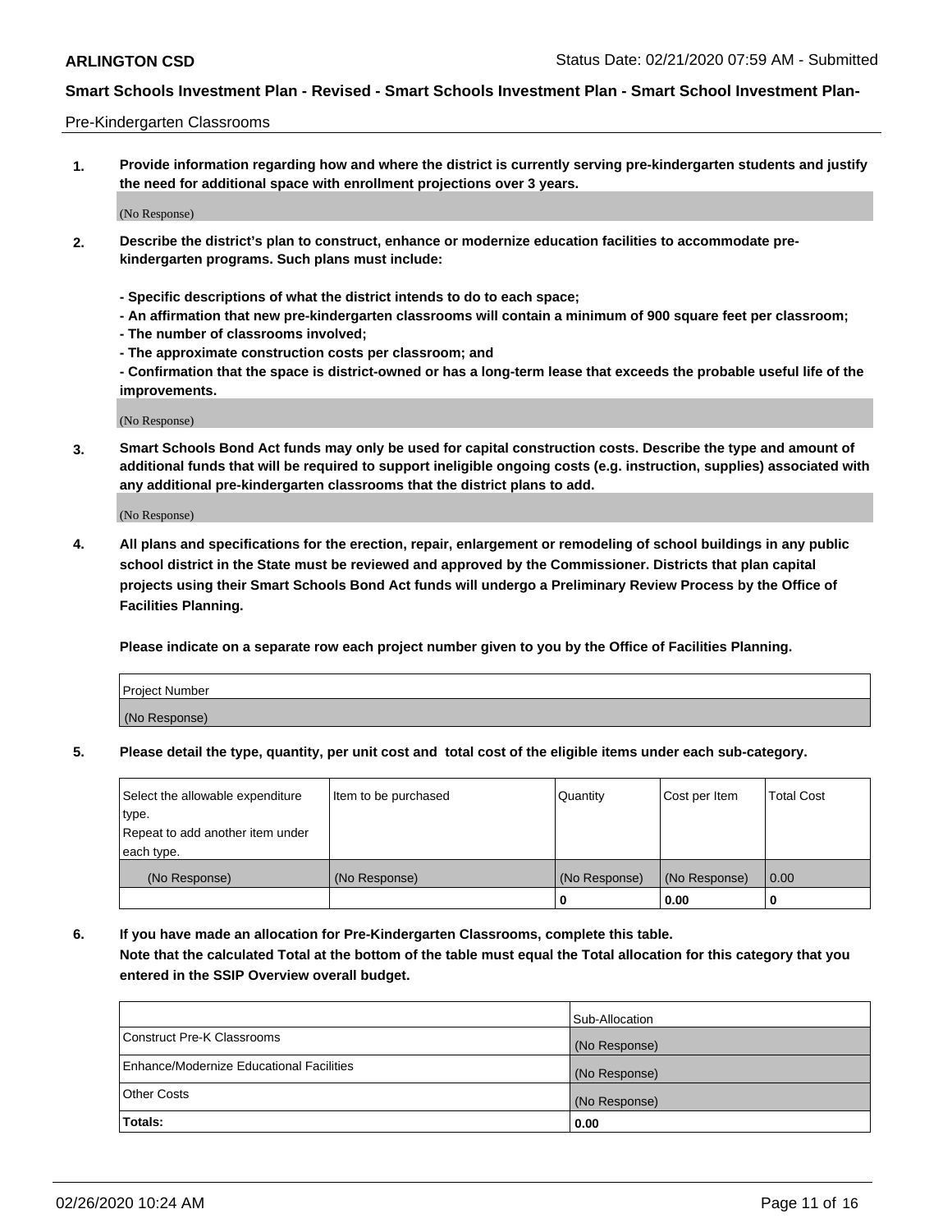Pre-Kindergarten Classrooms

**1. Provide information regarding how and where the district is currently serving pre-kindergarten students and justify the need for additional space with enrollment projections over 3 years.**

(No Response)

**2. Describe the district's plan to construct, enhance or modernize education facilities to accommodate pre-kindergarten programs. Such plans must include:**

**- Specific descriptions of what the district intends to do to each space;**
**- An affirmation that new pre-kindergarten classrooms will contain a minimum of 900 square feet per classroom;**
**- The number of classrooms involved;**
**- The approximate construction costs per classroom; and**
**- Confirmation that the space is district-owned or has a long-term lease that exceeds the probable useful life of the improvements.**

(No Response)

**3. Smart Schools Bond Act funds may only be used for capital construction costs. Describe the type and amount of additional funds that will be required to support ineligible ongoing costs (e.g. instruction, supplies) associated with any additional pre-kindergarten classrooms that the district plans to add.**

(No Response)

**4. All plans and specifications for the erection, repair, enlargement or remodeling of school buildings in any public school district in the State must be reviewed and approved by the Commissioner. Districts that plan capital projects using their Smart Schools Bond Act funds will undergo a Preliminary Review Process by the Office of Facilities Planning.**

**Please indicate on a separate row each project number given to you by the Office of Facilities Planning.**

| Project Number |
|---|
| (No Response) |

**5. Please detail the type, quantity, per unit cost and total cost of the eligible items under each sub-category.**

| Select the allowable expenditure type. Repeat to add another item under each type. | Item to be purchased | Quantity | Cost per Item | Total Cost |
|---|---|---|---|---|
| (No Response) | (No Response) | (No Response) | (No Response) | 0.00 |
| | | 0 | 0.00 | 0 |

**6. If you have made an allocation for Pre-Kindergarten Classrooms, complete this table.**
**Note that the calculated Total at the bottom of the table must equal the Total allocation for this category that you entered in the SSIP Overview overall budget.**

| | Sub-Allocation |
|---|---|
| Construct Pre-K Classrooms | (No Response) |
| Enhance/Modernize Educational Facilities | (No Response) |
| Other Costs | (No Response) |
| **Totals:** | **0.00** |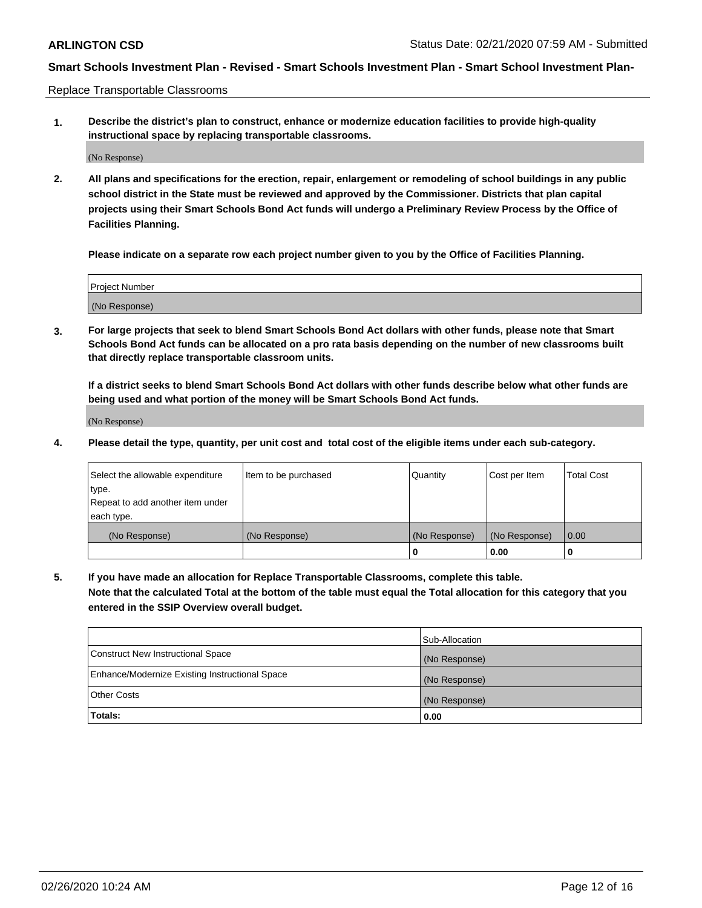**Smart Schools Investment Plan - Revised - Smart Schools Investment Plan - Smart School Investment Plan-**

Replace Transportable Classrooms

**1. Describe the district's plan to construct, enhance or modernize education facilities to provide high-quality instructional space by replacing transportable classrooms.**

(No Response)

**2. All plans and specifications for the erection, repair, enlargement or remodeling of school buildings in any public school district in the State must be reviewed and approved by the Commissioner. Districts that plan capital projects using their Smart Schools Bond Act funds will undergo a Preliminary Review Process by the Office of Facilities Planning.**

**Please indicate on a separate row each project number given to you by the Office of Facilities Planning.**

| Project Number |
| --- |
| (No Response) |

**3. For large projects that seek to blend Smart Schools Bond Act dollars with other funds, please note that Smart Schools Bond Act funds can be allocated on a pro rata basis depending on the number of new classrooms built that directly replace transportable classroom units.**

**If a district seeks to blend Smart Schools Bond Act dollars with other funds describe below what other funds are being used and what portion of the money will be Smart Schools Bond Act funds.**

(No Response)

**4. Please detail the type, quantity, per unit cost and total cost of the eligible items under each sub-category.**

| Select the allowable expenditure type. Repeat to add another item under each type. | Item to be purchased | Quantity | Cost per Item | Total Cost |
| --- | --- | --- | --- | --- |
| (No Response) | (No Response) | (No Response) | (No Response) | 0.00 |
| | | 0 | 0.00 | 0 |

**5. If you have made an allocation for Replace Transportable Classrooms, complete this table. Note that the calculated Total at the bottom of the table must equal the Total allocation for this category that you entered in the SSIP Overview overall budget.**

| | Sub-Allocation |
| --- | --- |
| Construct New Instructional Space | (No Response) |
| Enhance/Modernize Existing Instructional Space | (No Response) |
| Other Costs | (No Response) |
| **Totals:** | **0.00** |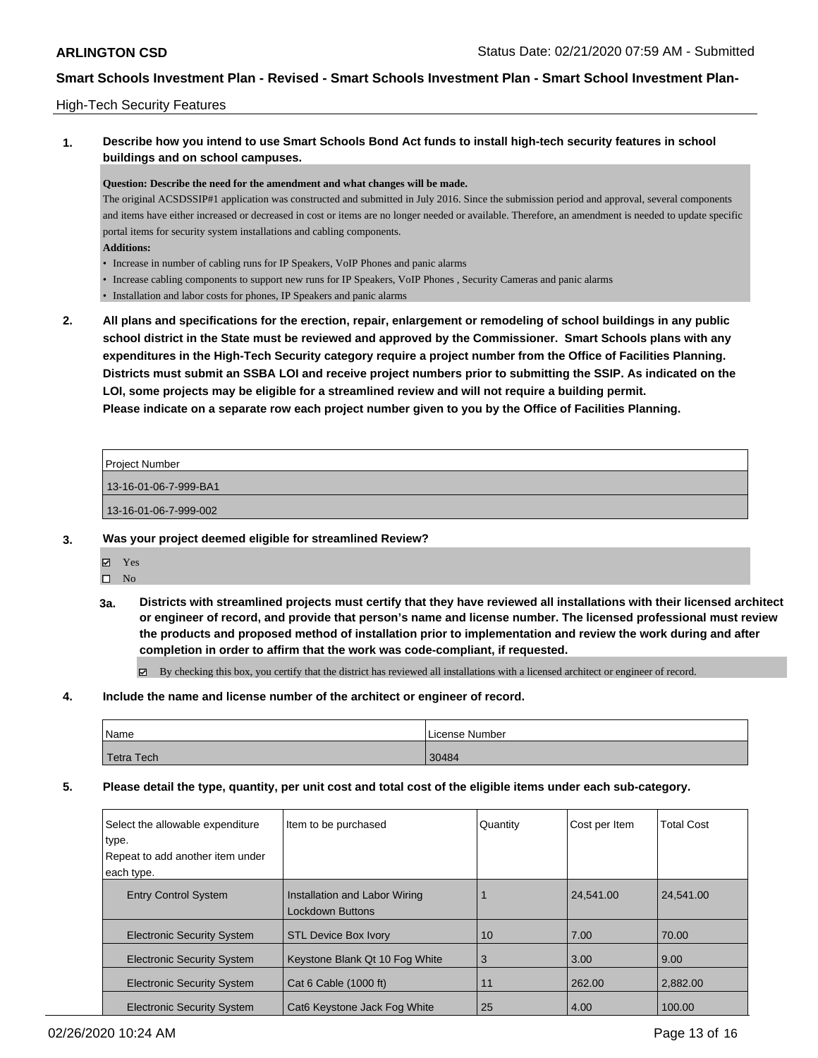High-Tech Security Features

**1. Describe how you intend to use Smart Schools Bond Act funds to install high-tech security features in school buildings and on school campuses.**

**Question: Describe the need for the amendment and what changes will be made.**

The original ACSDSSIP#1 application was constructed and submitted in July 2016. Since the submission period and approval, several components and items have either increased or decreased in cost or items are no longer needed or available. Therefore, an amendment is needed to update specific portal items for security system installations and cabling components.

**Additions:**

- Increase in number of cabling runs for IP Speakers, VoIP Phones and panic alarms
- Increase cabling components to support new runs for IP Speakers, VoIP Phones , Security Cameras and panic alarms
- Installation and labor costs for phones, IP Speakers and panic alarms

**2. All plans and specifications for the erection, repair, enlargement or remodeling of school buildings in any public school district in the State must be reviewed and approved by the Commissioner. Smart Schools plans with any expenditures in the High-Tech Security category require a project number from the Office of Facilities Planning. Districts must submit an SSBA LOI and receive project numbers prior to submitting the SSIP. As indicated on the LOI, some projects may be eligible for a streamlined review and will not require a building permit.**
**Please indicate on a separate row each project number given to you by the Office of Facilities Planning.**

| Project Number |
|---|
| 13-16-01-06-7-999-BA1 |
| 13-16-01-06-7-999-002 |

**3. Was your project deemed eligible for streamlined Review?**

☑ Yes
☐ No

**3a. Districts with streamlined projects must certify that they have reviewed all installations with their licensed architect or engineer of record, and provide that person's name and license number. The licensed professional must review the products and proposed method of installation prior to implementation and review the work during and after completion in order to affirm that the work was code-compliant, if requested.**

☑ By checking this box, you certify that the district has reviewed all installations with a licensed architect or engineer of record.

**4. Include the name and license number of the architect or engineer of record.**

| Name | License Number |
|---|---|
| Tetra Tech | 30484 |

**5. Please detail the type, quantity, per unit cost and total cost of the eligible items under each sub-category.**

| Select the allowable expenditure type. Repeat to add another item under each type. | Item to be purchased | Quantity | Cost per Item | Total Cost |
|---|---|---|---|---|
| Entry Control System | Installation and Labor Wiring Lockdown Buttons | 1 | 24,541.00 | 24,541.00 |
| Electronic Security System | STL Device Box Ivory | 10 | 7.00 | 70.00 |
| Electronic Security System | Keystone Blank Qt 10 Fog White | 3 | 3.00 | 9.00 |
| Electronic Security System | Cat 6 Cable (1000 ft) | 11 | 262.00 | 2,882.00 |
| Electronic Security System | Cat6 Keystone Jack Fog White | 25 | 4.00 | 100.00 |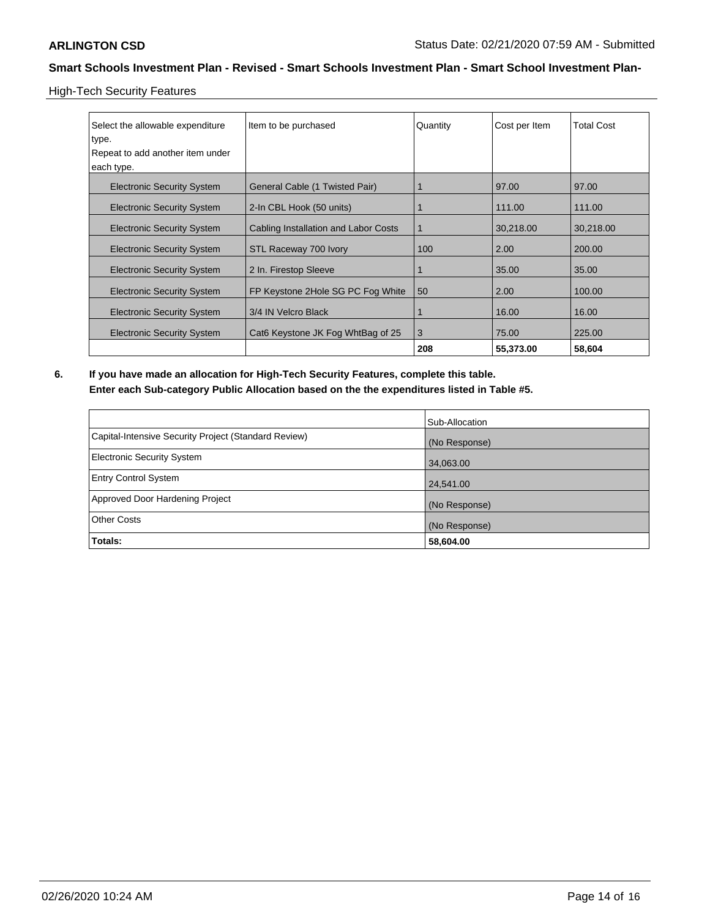**ARLINGTON CSD** Status Date: 02/21/2020 07:59 AM - Submitted

**Smart Schools Investment Plan - Revised - Smart Schools Investment Plan - Smart School Investment Plan-**

High-Tech Security Features

| Select the allowable expenditure type. Repeat to add another item under each type. | Item to be purchased | Quantity | Cost per Item | Total Cost |
|---|---|---|---|---|
| Electronic Security System | General Cable (1 Twisted Pair) | 1 | 97.00 | 97.00 |
| Electronic Security System | 2-In CBL Hook (50 units) | 1 | 111.00 | 111.00 |
| Electronic Security System | Cabling Installation and Labor Costs | 1 | 30,218.00 | 30,218.00 |
| Electronic Security System | STL Raceway 700 Ivory | 100 | 2.00 | 200.00 |
| Electronic Security System | 2 In. Firestop Sleeve | 1 | 35.00 | 35.00 |
| Electronic Security System | FP Keystone 2Hole SG PC Fog White | 50 | 2.00 | 100.00 |
| Electronic Security System | 3/4 IN Velcro Black | 1 | 16.00 | 16.00 |
| Electronic Security System | Cat6 Keystone JK Fog WhtBag of 25 | 3 | 75.00 | 225.00 |
| | | **208** | **55,373.00** | **58,604** |

**6. If you have made an allocation for High-Tech Security Features, complete this table.**
**Enter each Sub-category Public Allocation based on the the expenditures listed in Table #5.**

| | Sub-Allocation |
|---|---|
| Capital-Intensive Security Project (Standard Review) | (No Response) |
| Electronic Security System | 34,063.00 |
| Entry Control System | 24,541.00 |
| Approved Door Hardening Project | (No Response) |
| Other Costs | (No Response) |
| **Totals:** | **58,604.00** |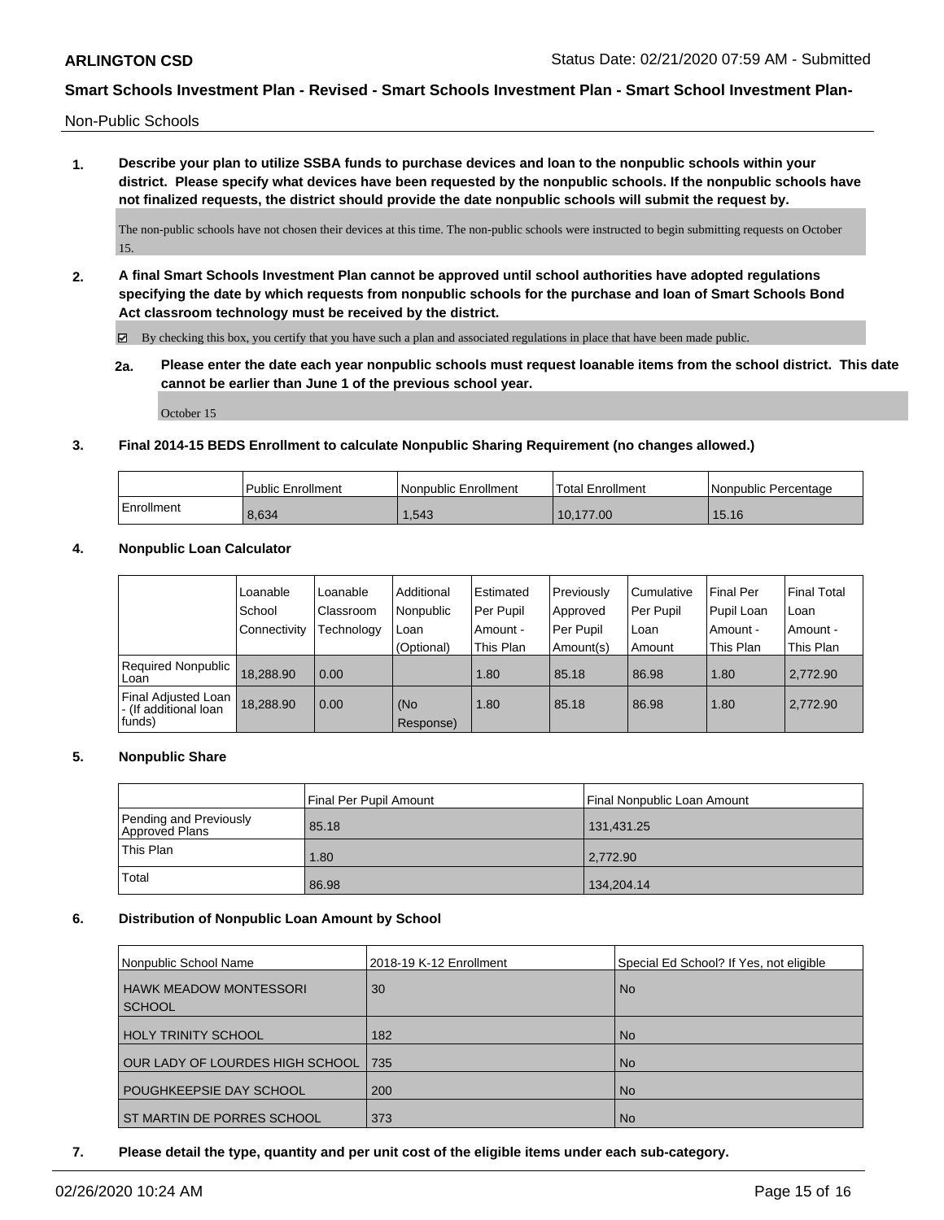Non-Public Schools

**1. Describe your plan to utilize SSBA funds to purchase devices and loan to the nonpublic schools within your district. Please specify what devices have been requested by the nonpublic schools. If the nonpublic schools have not finalized requests, the district should provide the date nonpublic schools will submit the request by.**

The non-public schools have not chosen their devices at this time. The non-public schools were instructed to begin submitting requests on October 15.

**2. A final Smart Schools Investment Plan cannot be approved until school authorities have adopted regulations specifying the date by which requests from nonpublic schools for the purchase and loan of Smart Schools Bond Act classroom technology must be received by the district.**

☑ By checking this box, you certify that you have such a plan and associated regulations in place that have been made public.

**2a. Please enter the date each year nonpublic schools must request loanable items from the school district. This date cannot be earlier than June 1 of the previous school year.**

October 15

**3. Final 2014-15 BEDS Enrollment to calculate Nonpublic Sharing Requirement (no changes allowed.)**

| | Public Enrollment | Nonpublic Enrollment | Total Enrollment | Nonpublic Percentage |
|---|---|---|---|---|
| Enrollment | 8,634 | 1,543 | 10,177.00 | 15.16 |

**4. Nonpublic Loan Calculator**

| | Loanable School Connectivity | Loanable Classroom Technology | Additional Nonpublic Loan (Optional) | Estimated Per Pupil Amount - This Plan | Previously Approved Per Pupil Amount(s) | Cumulative Per Pupil Loan Amount | Final Per Pupil Loan Amount - This Plan | Final Total Loan Amount - This Plan |
|---|---|---|---|---|---|---|---|---|
| Required Nonpublic Loan | 18,288.90 | 0.00 | | 1.80 | 85.18 | 86.98 | 1.80 | 2,772.90 |
| Final Adjusted Loan - (If additional loan funds) | 18,288.90 | 0.00 | (No Response) | 1.80 | 85.18 | 86.98 | 1.80 | 2,772.90 |

**5. Nonpublic Share**

| | Final Per Pupil Amount | Final Nonpublic Loan Amount |
|---|---|---|
| Pending and Previously Approved Plans | 85.18 | 131,431.25 |
| This Plan | 1.80 | 2,772.90 |
| Total | 86.98 | 134,204.14 |

**6. Distribution of Nonpublic Loan Amount by School**

| Nonpublic School Name | 2018-19 K-12 Enrollment | Special Ed School? If Yes, not eligible |
|---|---|---|
| HAWK MEADOW MONTESSORI SCHOOL | 30 | No |
| HOLY TRINITY SCHOOL | 182 | No |
| OUR LADY OF LOURDES HIGH SCHOOL | 735 | No |
| POUGHKEEPSIE DAY SCHOOL | 200 | No |
| ST MARTIN DE PORRES SCHOOL | 373 | No |

**7. Please detail the type, quantity and per unit cost of the eligible items under each sub-category.**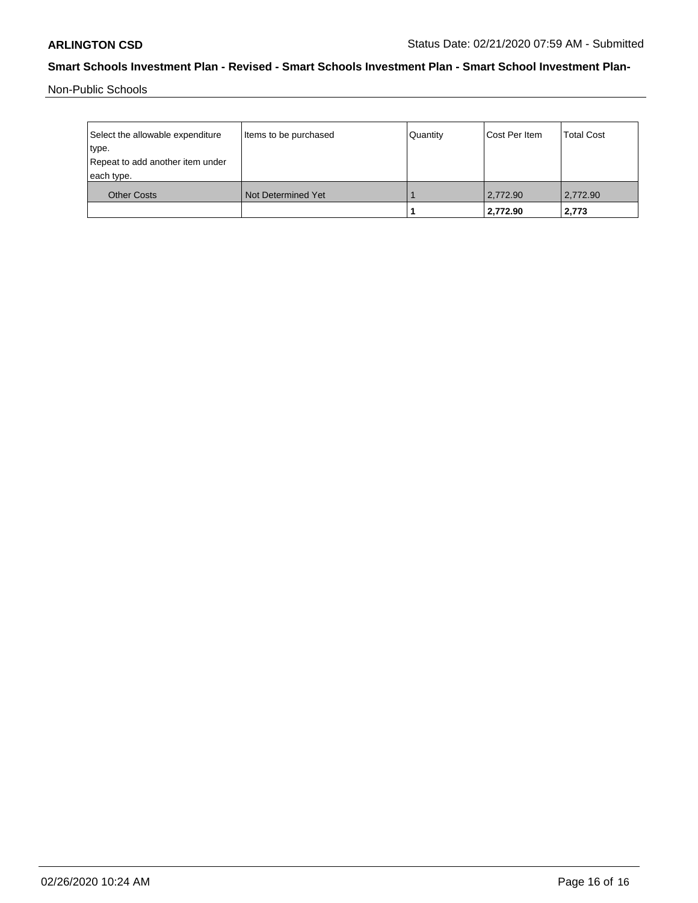Non-Public Schools

| Select the allowable expenditure type. Repeat to add another item under each type. | Items to be purchased | Quantity | Cost Per Item | Total Cost |
|---|---|---|---|---|
| Other Costs | Not Determined Yet | 1 | 2,772.90 | 2,772.90 |
| | | **1** | **2,772.90** | **2,773** |